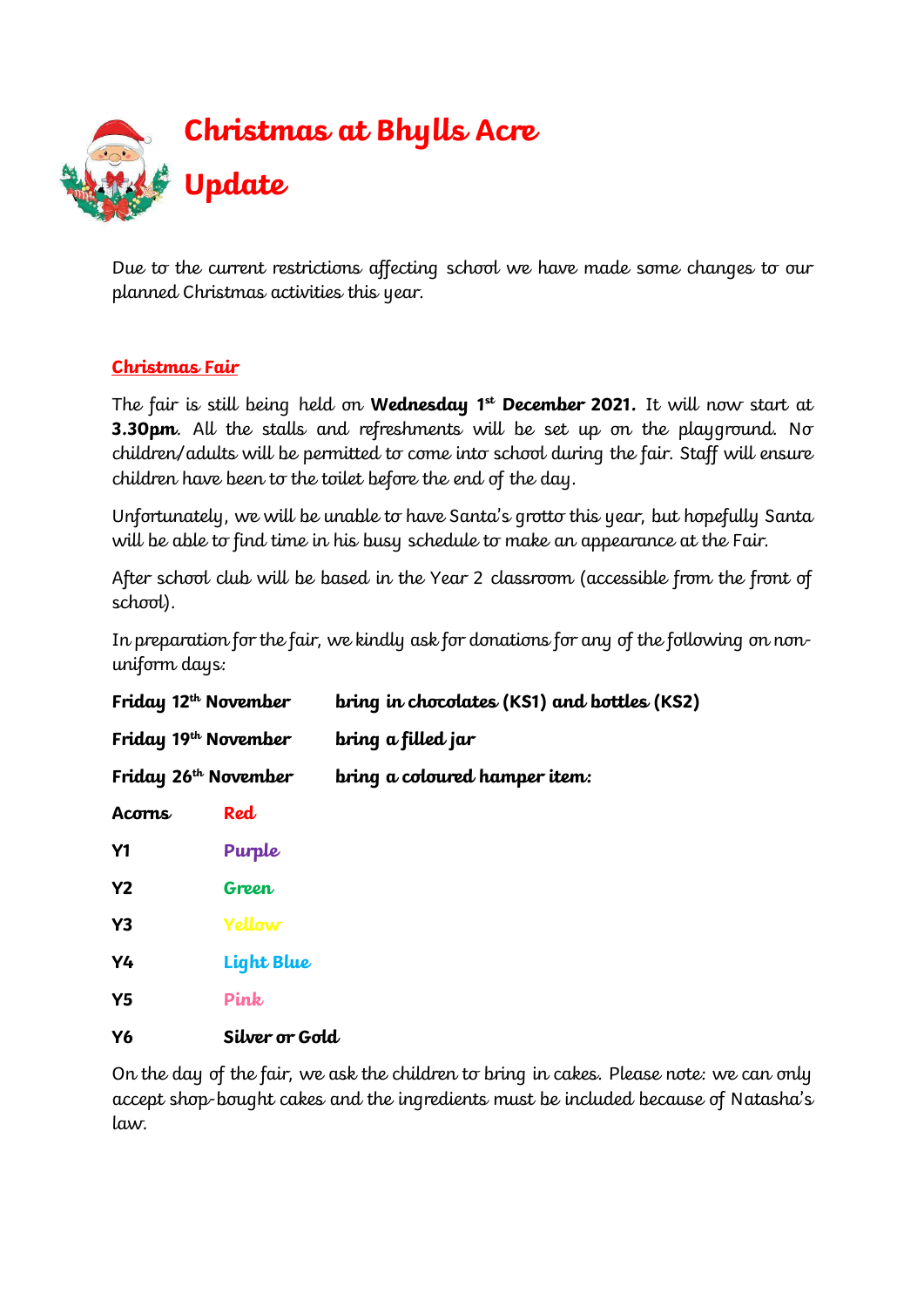# Christmas at Bhylls Acre Update

Due to the current restrictions affecting school we have made some changes to our planned Christmas activities this year.

## Christmas Fair

The fair is still being held on **Wednesday 1st December 2021.** It will now start at **3.30pm**. All the stalls and refreshments will be set up on the playground. No children/adults will be permitted to come into school during the fair. Staff will ensure children have been to the toilet before the end of the day.

Unfortunately, we will be unable to have Santa's grotto this year, but hopefully Santa will be able to find time in his busy schedule to make an appearance at the Fair.

After school club will be based in the Year 2 classroom (accessible from the front of school).

In preparation for the fair, we kindly ask for donations for any of the following on non-uniform days:

| | |
|---|---|
| **Friday 12th November** | **bring in chocolates (KS1) and bottles (KS2)** |
| **Friday 19th November** | **bring a filled jar** |
| **Friday 26th November** | **bring a coloured hamper item:** |

| | |
|---|---|
| **Acorns** | **Red** |
| **Y1** | **Purple** |
| **Y2** | **Green** |
| **Y3** | **Yellow** |
| **Y4** | **Light Blue** |
| **Y5** | **Pink** |
| **Y6** | **Silver or Gold** |

On the day of the fair, we ask the children to bring in cakes. Please note: we can only accept shop-bought cakes and the ingredients must be included because of Natasha's law.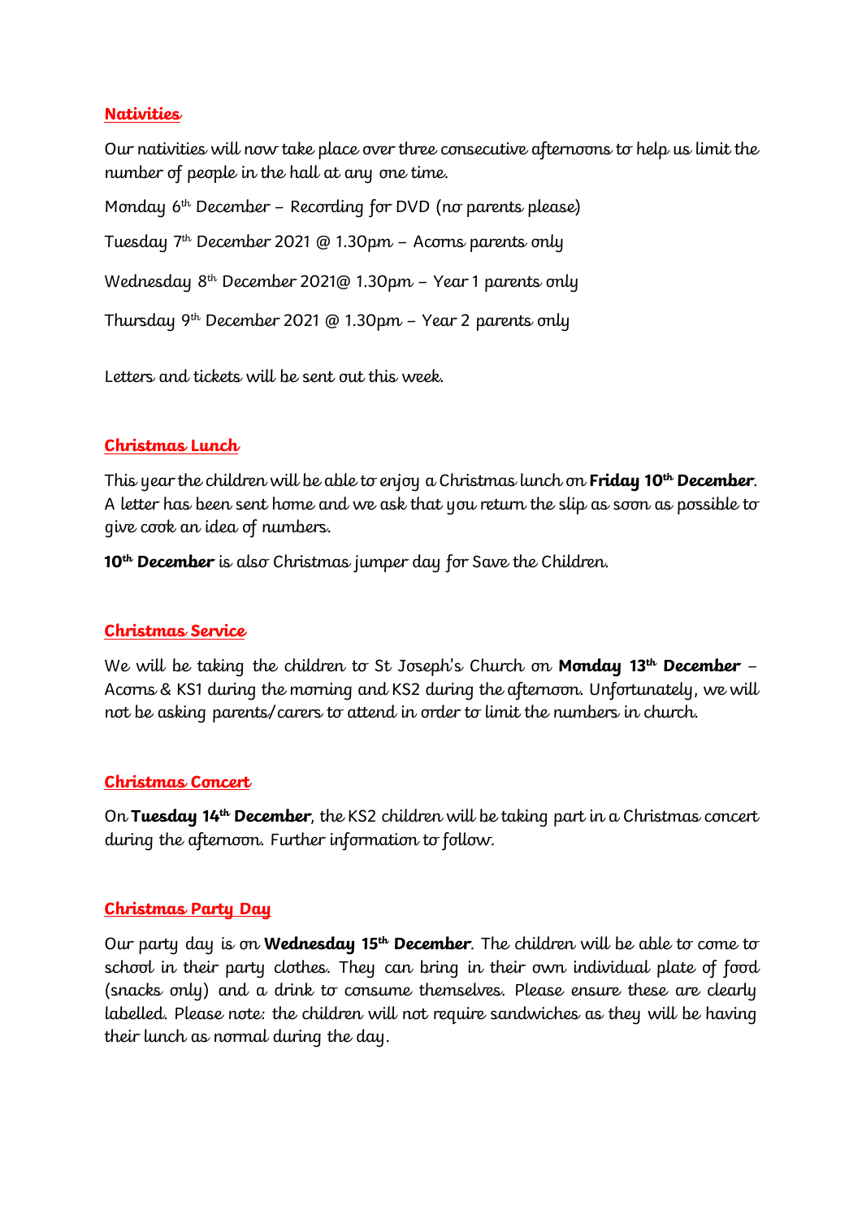## Nativities

Our nativities will now take place over three consecutive afternoons to help us limit the number of people in the hall at any one time.

Monday 6th December – Recording for DVD (no parents please)

Tuesday 7th December 2021 @ 1.30pm – Acorns parents only

Wednesday 8th December 2021@ 1.30pm – Year 1 parents only

Thursday 9th December 2021 @ 1.30pm – Year 2 parents only

Letters and tickets will be sent out this week.

## Christmas Lunch

This year the children will be able to enjoy a Christmas lunch on **Friday 10th December**. A letter has been sent home and we ask that you return the slip as soon as possible to give cook an idea of numbers.

**10th December** is also Christmas jumper day for Save the Children.

## Christmas Service

We will be taking the children to St Joseph's Church on **Monday 13th December** – Acorns & KS1 during the morning and KS2 during the afternoon. Unfortunately, we will not be asking parents/carers to attend in order to limit the numbers in church.

## Christmas Concert

On **Tuesday 14th December**, the KS2 children will be taking part in a Christmas concert during the afternoon. Further information to follow.

## Christmas Party Day

Our party day is on **Wednesday 15th December**. The children will be able to come to school in their party clothes. They can bring in their own individual plate of food (snacks only) and a drink to consume themselves. Please ensure these are clearly labelled. Please note: the children will not require sandwiches as they will be having their lunch as normal during the day.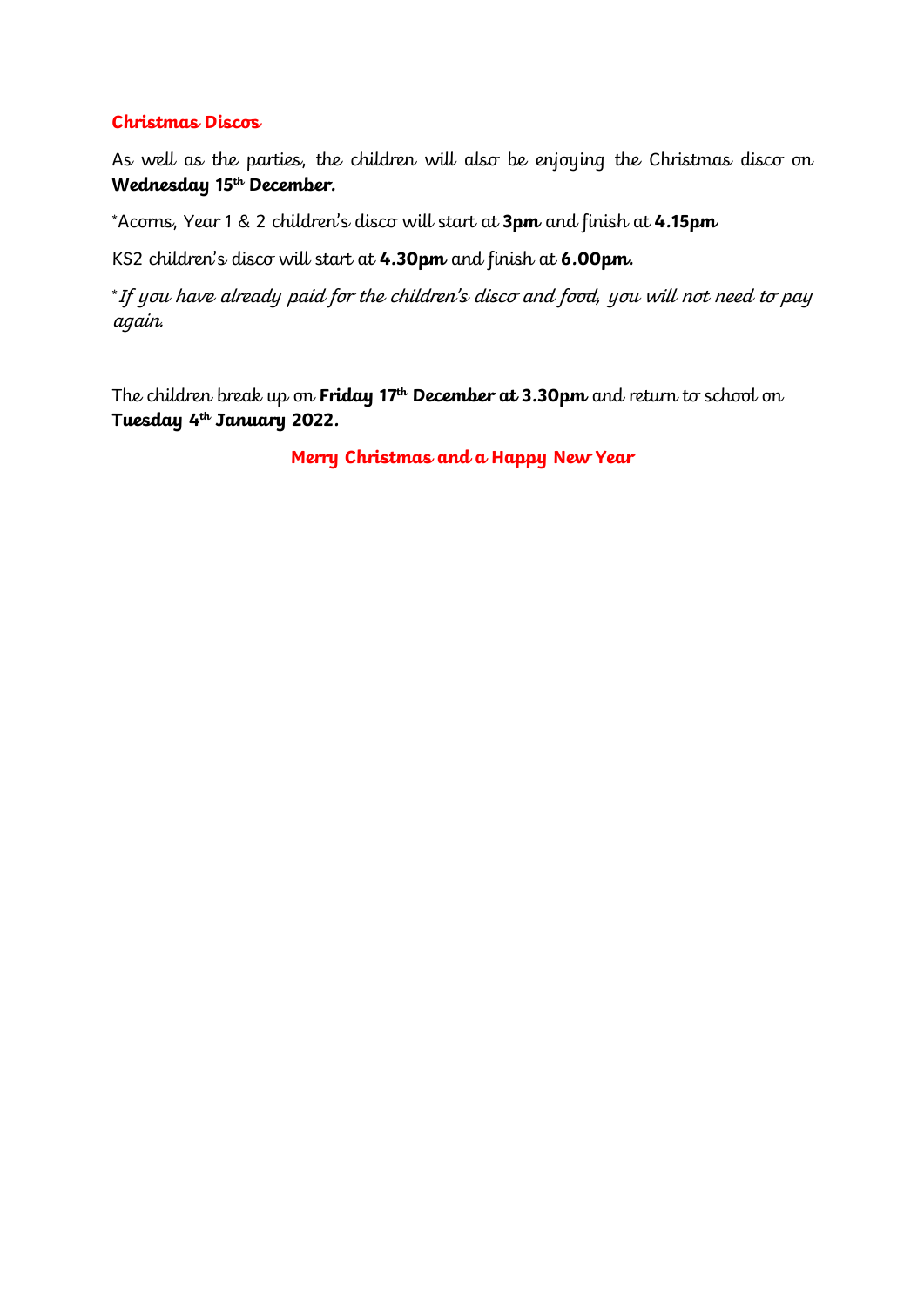## <u>Christmas Discos</u>

As well as the parties, the children will also be enjoying the Christmas disco on **Wednesday 15th December.**

*Acorns, Year 1 & 2 children's disco will start at **3pm** and finish at **4.15pm**

KS2 children's disco will start at **4.30pm** and finish at **6.00pm.**

*\*If you have already paid for the children's disco and food, you will not need to pay again.*

The children break up on **Friday 17th December at 3.30pm** and return to school on **Tuesday 4th January 2022.**

**Merry Christmas and a Happy New Year**